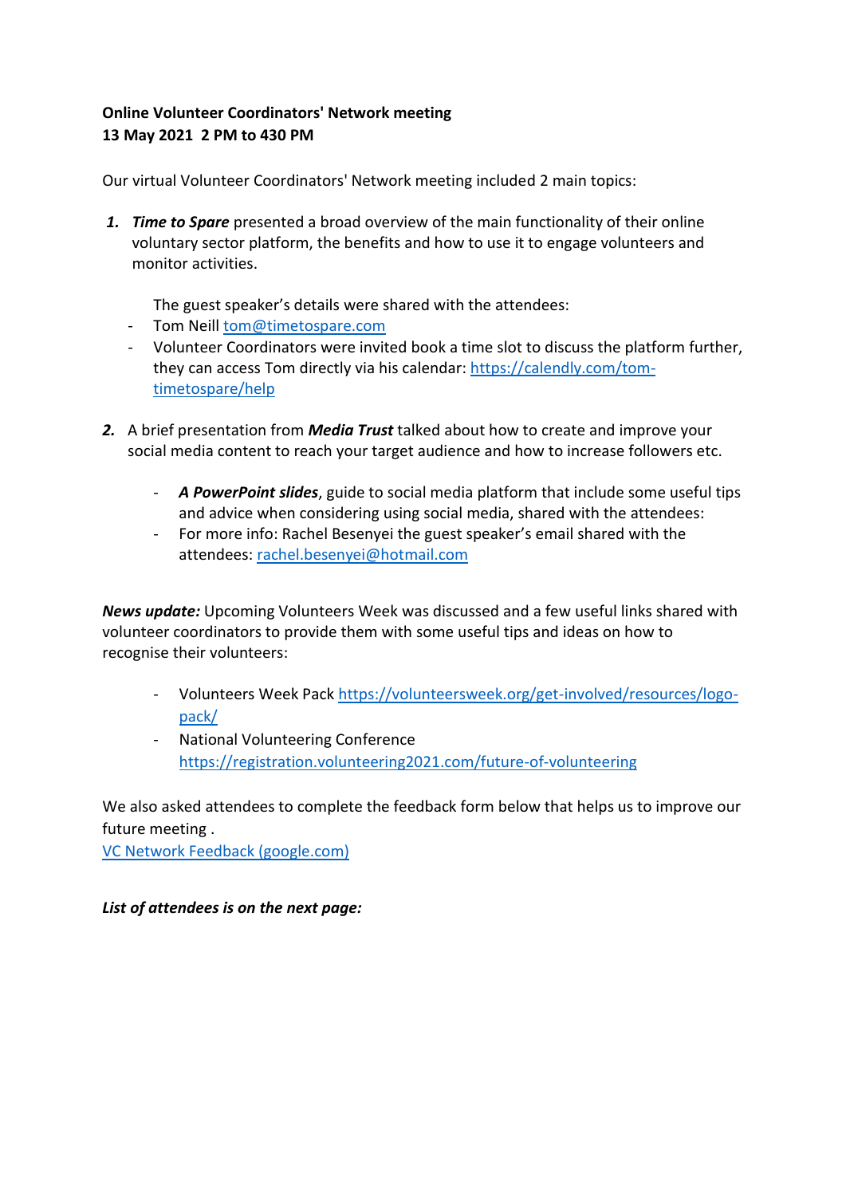**Online Volunteer Coordinators' Network meeting**
**13 May 2021  2 PM to 430 PM**

Our virtual Volunteer Coordinators' Network meeting included 2 main topics:

1. ***Time to Spare*** presented a broad overview of the main functionality of their online voluntary sector platform, the benefits and how to use it to engage volunteers and monitor activities.

   The guest speaker's details were shared with the attendees:
   - Tom Neill tom@timetospare.com
   - Volunteer Coordinators were invited book a time slot to discuss the platform further, they can access Tom directly via his calendar: https://calendly.com/tom-timetospare/help

2. A brief presentation from ***Media Trust*** talked about how to create and improve your social media content to reach your target audience and how to increase followers etc.

   - ***A PowerPoint slides***, guide to social media platform that include some useful tips and advice when considering using social media, shared with the attendees:
   - For more info: Rachel Besenyei the guest speaker's email shared with the attendees: rachel.besenyei@hotmail.com

***News update:*** Upcoming Volunteers Week was discussed and a few useful links shared with volunteer coordinators to provide them with some useful tips and ideas on how to recognise their volunteers:

- Volunteers Week Pack https://volunteersweek.org/get-involved/resources/logo-pack/
- National Volunteering Conference https://registration.volunteering2021.com/future-of-volunteering

We also asked attendees to complete the feedback form below that helps us to improve our future meeting .
VC Network Feedback (google.com)

***List of attendees is on the next page:***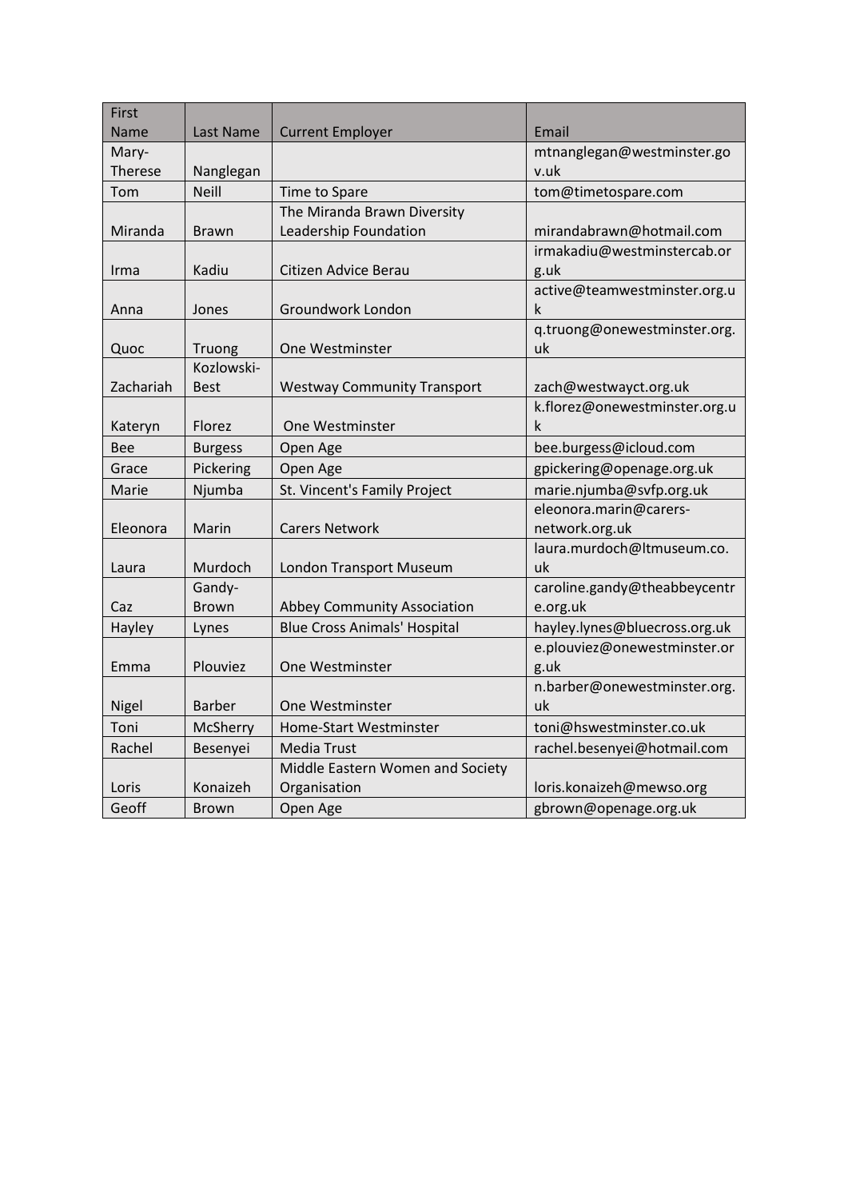| First Name | Last Name | Current Employer | Email |
|---|---|---|---|
| Mary-Therese | Nanglegan | | mtnanglegan@westminster.gov.uk |
| Tom | Neill | Time to Spare | tom@timetospare.com |
| Miranda | Brawn | The Miranda Brawn Diversity Leadership Foundation | mirandabrawn@hotmail.com |
| Irma | Kadiu | Citizen Advice Berau | irmakadiu@westminstercab.org.uk |
| Anna | Jones | Groundwork London | active@teamwestminster.org.uk |
| Quoc | Truong | One Westminster | q.truong@onewestminster.org.uk |
| Zachariah | Kozlowski-Best | Westway Community Transport | zach@westwayct.org.uk |
| Kateryn | Florez | One Westminster | k.florez@onewestminster.org.uk |
| Bee | Burgess | Open Age | bee.burgess@icloud.com |
| Grace | Pickering | Open Age | gpickering@openage.org.uk |
| Marie | Njumba | St. Vincent's Family Project | marie.njumba@svfp.org.uk |
| Eleonora | Marin | Carers Network | eleonora.marin@carers-network.org.uk |
| Laura | Murdoch | London Transport Museum | laura.murdoch@ltmuseum.co.uk |
| Caz | Gandy-Brown | Abbey Community Association | caroline.gandy@theabbeycentre.org.uk |
| Hayley | Lynes | Blue Cross Animals' Hospital | hayley.lynes@bluecross.org.uk |
| Emma | Plouviez | One Westminster | e.plouviez@onewestminster.org.uk |
| Nigel | Barber | One Westminster | n.barber@onewestminster.org.uk |
| Toni | McSherry | Home-Start Westminster | toni@hswestminster.co.uk |
| Rachel | Besenyei | Media Trust | rachel.besenyei@hotmail.com |
| Loris | Konaizeh | Middle Eastern Women and Society Organisation | loris.konaizeh@mewso.org |
| Geoff | Brown | Open Age | gbrown@openage.org.uk |